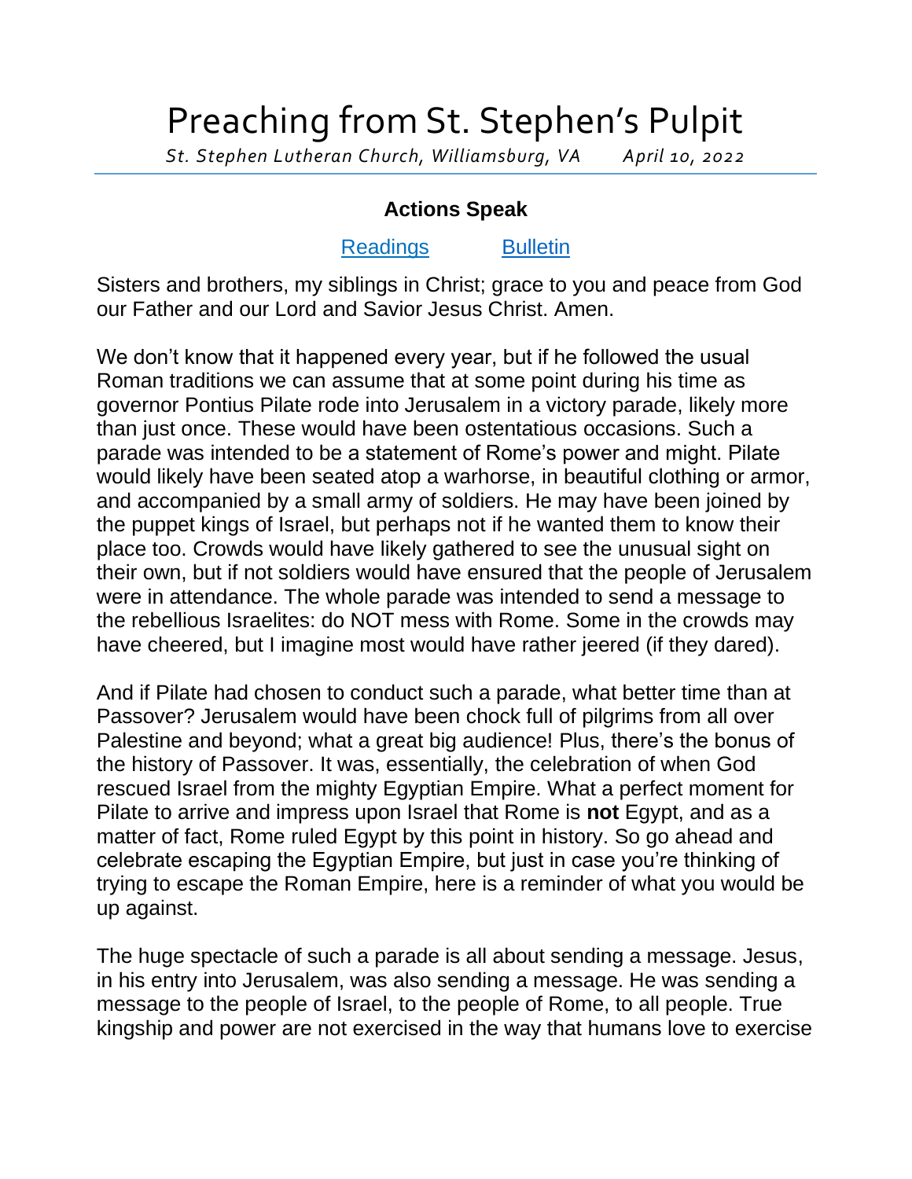# Preaching from St. Stephen's Pulpit

*St. Stephen Lutheran Church, Williamsburg, VA    April 10, 2022*

### Actions Speak

Readings    Bulletin

Sisters and brothers, my siblings in Christ; grace to you and peace from God our Father and our Lord and Savior Jesus Christ. Amen.

We don't know that it happened every year, but if he followed the usual Roman traditions we can assume that at some point during his time as governor Pontius Pilate rode into Jerusalem in a victory parade, likely more than just once. These would have been ostentatious occasions. Such a parade was intended to be a statement of Rome's power and might. Pilate would likely have been seated atop a warhorse, in beautiful clothing or armor, and accompanied by a small army of soldiers. He may have been joined by the puppet kings of Israel, but perhaps not if he wanted them to know their place too. Crowds would have likely gathered to see the unusual sight on their own, but if not soldiers would have ensured that the people of Jerusalem were in attendance. The whole parade was intended to send a message to the rebellious Israelites: do NOT mess with Rome. Some in the crowds may have cheered, but I imagine most would have rather jeered (if they dared).

And if Pilate had chosen to conduct such a parade, what better time than at Passover? Jerusalem would have been chock full of pilgrims from all over Palestine and beyond; what a great big audience! Plus, there's the bonus of the history of Passover. It was, essentially, the celebration of when God rescued Israel from the mighty Egyptian Empire. What a perfect moment for Pilate to arrive and impress upon Israel that Rome is **not** Egypt, and as a matter of fact, Rome ruled Egypt by this point in history. So go ahead and celebrate escaping the Egyptian Empire, but just in case you're thinking of trying to escape the Roman Empire, here is a reminder of what you would be up against.

The huge spectacle of such a parade is all about sending a message. Jesus, in his entry into Jerusalem, was also sending a message. He was sending a message to the people of Israel, to the people of Rome, to all people. True kingship and power are not exercised in the way that humans love to exercise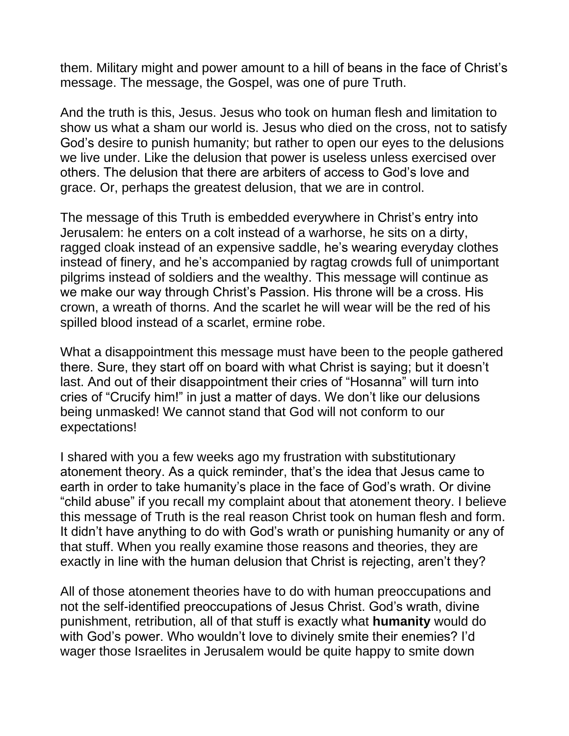them. Military might and power amount to a hill of beans in the face of Christ's message. The message, the Gospel, was one of pure Truth.

And the truth is this, Jesus. Jesus who took on human flesh and limitation to show us what a sham our world is. Jesus who died on the cross, not to satisfy God's desire to punish humanity; but rather to open our eyes to the delusions we live under. Like the delusion that power is useless unless exercised over others. The delusion that there are arbiters of access to God's love and grace. Or, perhaps the greatest delusion, that we are in control.

The message of this Truth is embedded everywhere in Christ's entry into Jerusalem: he enters on a colt instead of a warhorse, he sits on a dirty, ragged cloak instead of an expensive saddle, he's wearing everyday clothes instead of finery, and he's accompanied by ragtag crowds full of unimportant pilgrims instead of soldiers and the wealthy. This message will continue as we make our way through Christ's Passion. His throne will be a cross. His crown, a wreath of thorns. And the scarlet he will wear will be the red of his spilled blood instead of a scarlet, ermine robe.

What a disappointment this message must have been to the people gathered there. Sure, they start off on board with what Christ is saying; but it doesn't last. And out of their disappointment their cries of "Hosanna" will turn into cries of "Crucify him!" in just a matter of days. We don't like our delusions being unmasked! We cannot stand that God will not conform to our expectations!

I shared with you a few weeks ago my frustration with substitutionary atonement theory. As a quick reminder, that's the idea that Jesus came to earth in order to take humanity's place in the face of God's wrath. Or divine "child abuse" if you recall my complaint about that atonement theory. I believe this message of Truth is the real reason Christ took on human flesh and form. It didn't have anything to do with God's wrath or punishing humanity or any of that stuff. When you really examine those reasons and theories, they are exactly in line with the human delusion that Christ is rejecting, aren't they?

All of those atonement theories have to do with human preoccupations and not the self-identified preoccupations of Jesus Christ. God's wrath, divine punishment, retribution, all of that stuff is exactly what **humanity** would do with God's power. Who wouldn't love to divinely smite their enemies? I'd wager those Israelites in Jerusalem would be quite happy to smite down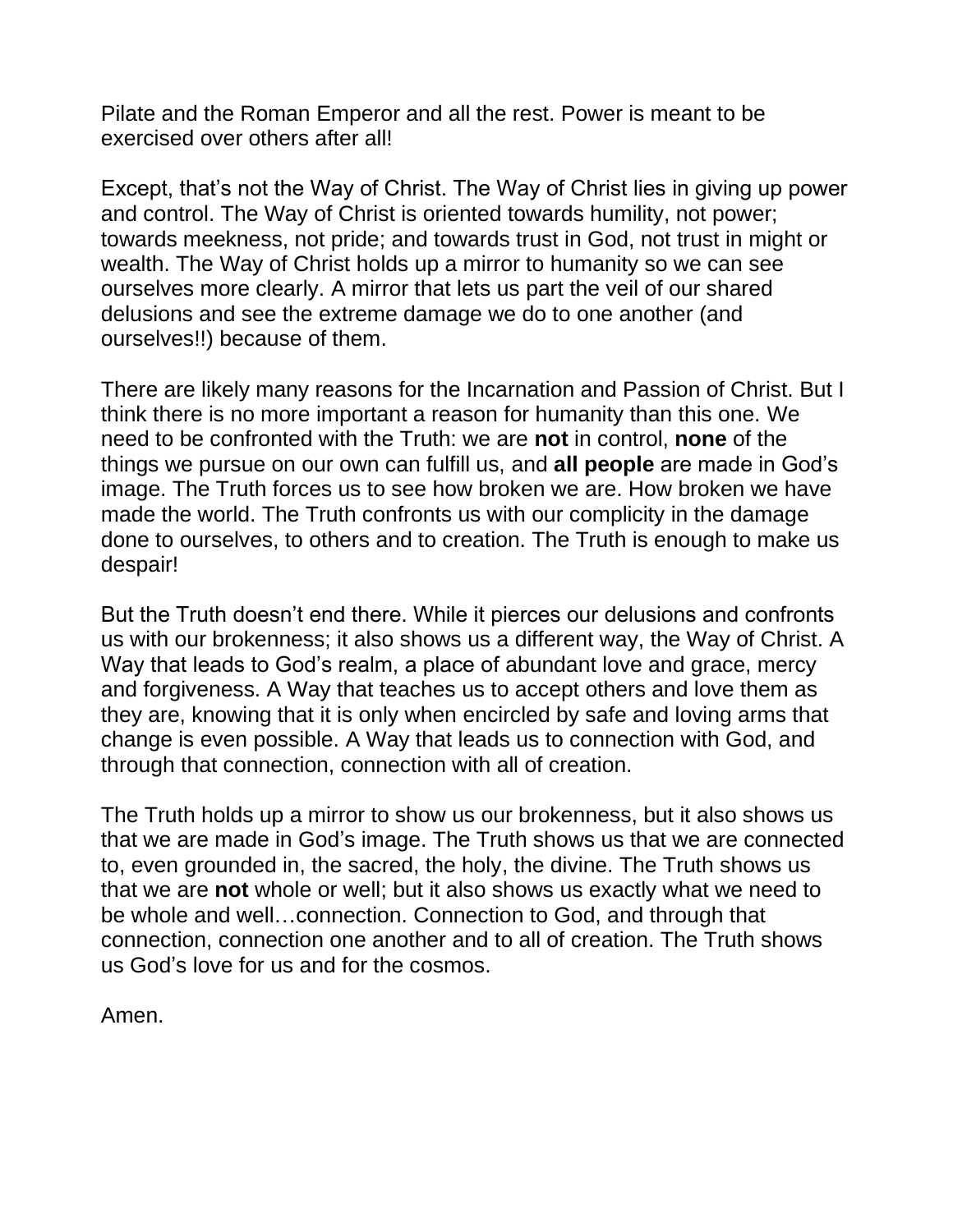Pilate and the Roman Emperor and all the rest. Power is meant to be exercised over others after all!

Except, that's not the Way of Christ. The Way of Christ lies in giving up power and control. The Way of Christ is oriented towards humility, not power; towards meekness, not pride; and towards trust in God, not trust in might or wealth. The Way of Christ holds up a mirror to humanity so we can see ourselves more clearly. A mirror that lets us part the veil of our shared delusions and see the extreme damage we do to one another (and ourselves!!) because of them.

There are likely many reasons for the Incarnation and Passion of Christ. But I think there is no more important a reason for humanity than this one. We need to be confronted with the Truth: we are **not** in control, **none** of the things we pursue on our own can fulfill us, and **all people** are made in God's image. The Truth forces us to see how broken we are. How broken we have made the world. The Truth confronts us with our complicity in the damage done to ourselves, to others and to creation. The Truth is enough to make us despair!

But the Truth doesn't end there. While it pierces our delusions and confronts us with our brokenness; it also shows us a different way, the Way of Christ. A Way that leads to God's realm, a place of abundant love and grace, mercy and forgiveness. A Way that teaches us to accept others and love them as they are, knowing that it is only when encircled by safe and loving arms that change is even possible. A Way that leads us to connection with God, and through that connection, connection with all of creation.

The Truth holds up a mirror to show us our brokenness, but it also shows us that we are made in God's image. The Truth shows us that we are connected to, even grounded in, the sacred, the holy, the divine. The Truth shows us that we are **not** whole or well; but it also shows us exactly what we need to be whole and well…connection. Connection to God, and through that connection, connection one another and to all of creation. The Truth shows us God's love for us and for the cosmos.

Amen.